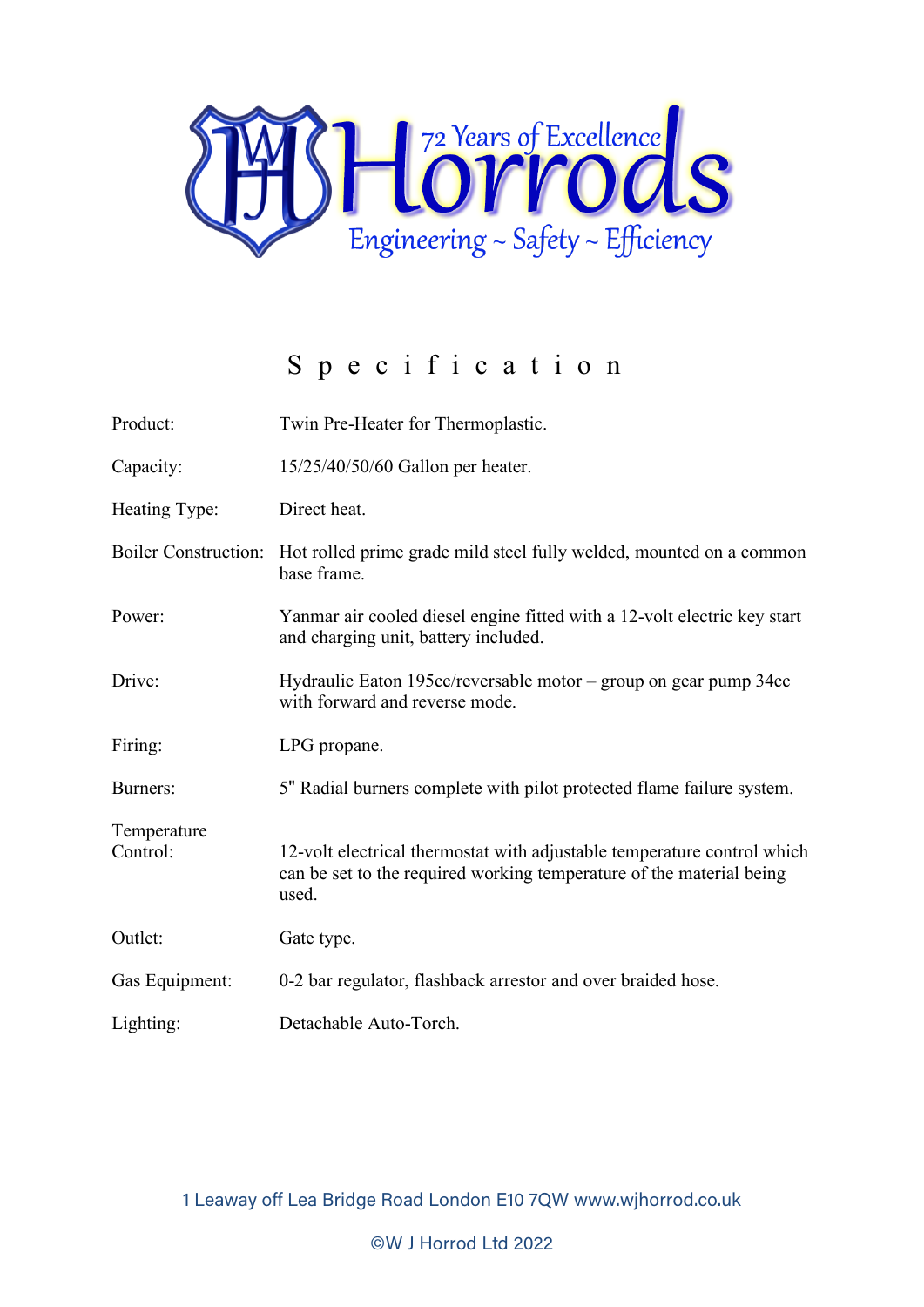# Horrods

72 Years of Excellence

Engineering ~ Safety ~ Efficiency

## Specification

| | |
|---|---|
| Product: | Twin Pre-Heater for Thermoplastic. |
| Capacity: | 15/25/40/50/60 Gallon per heater. |
| Heating Type: | Direct heat. |
| Boiler Construction: | Hot rolled prime grade mild steel fully welded, mounted on a common base frame. |
| Power: | Yanmar air cooled diesel engine fitted with a 12-volt electric key start and charging unit, battery included. |
| Drive: | Hydraulic Eaton 195cc/reversable motor – group on gear pump 34cc with forward and reverse mode. |
| Firing: | LPG propane. |
| Burners: | 5" Radial burners complete with pilot protected flame failure system. |
| Temperature Control: | 12-volt electrical thermostat with adjustable temperature control which can be set to the required working temperature of the material being used. |
| Outlet: | Gate type. |
| Gas Equipment: | 0-2 bar regulator, flashback arrestor and over braided hose. |
| Lighting: | Detachable Auto-Torch. |

1 Leaway off Lea Bridge Road London E10 7QW www.wjhorrod.co.uk

©W J Horrod Ltd 2022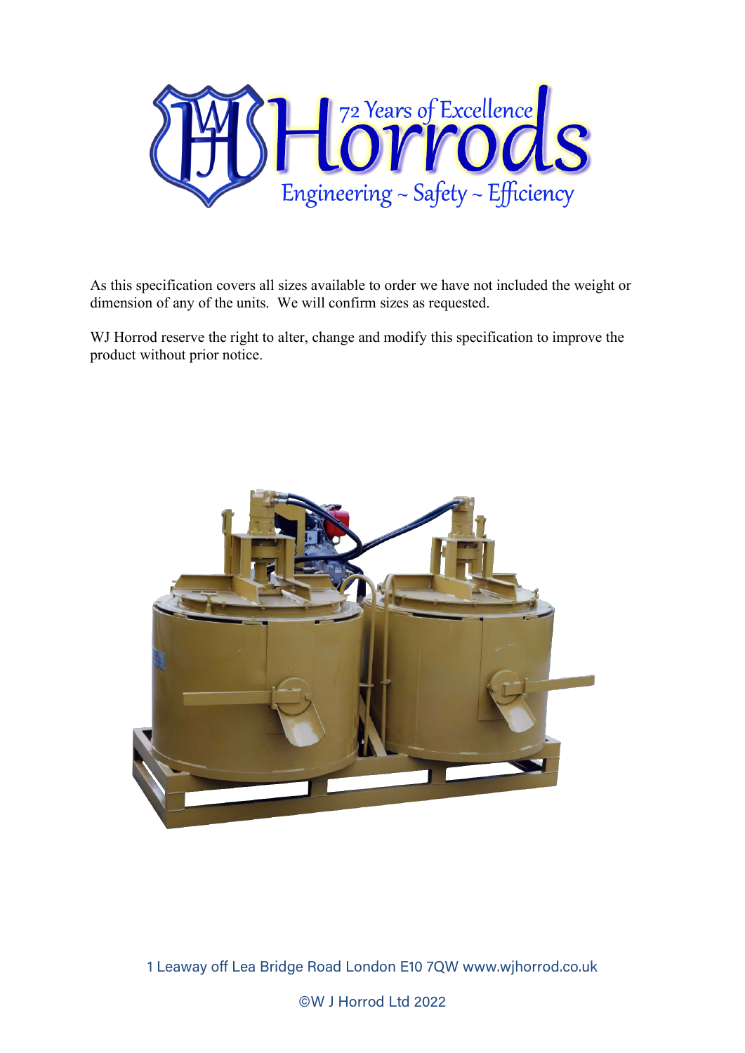72 Years of Excellence

Horrods

Engineering ~ Safety ~ Efficiency

As this specification covers all sizes available to order we have not included the weight or dimension of any of the units. We will confirm sizes as requested.

WJ Horrod reserve the right to alter, change and modify this specification to improve the product without prior notice.

1 Leaway off Lea Bridge Road London E10 7QW www.wjhorrod.co.uk

©W J Horrod Ltd 2022